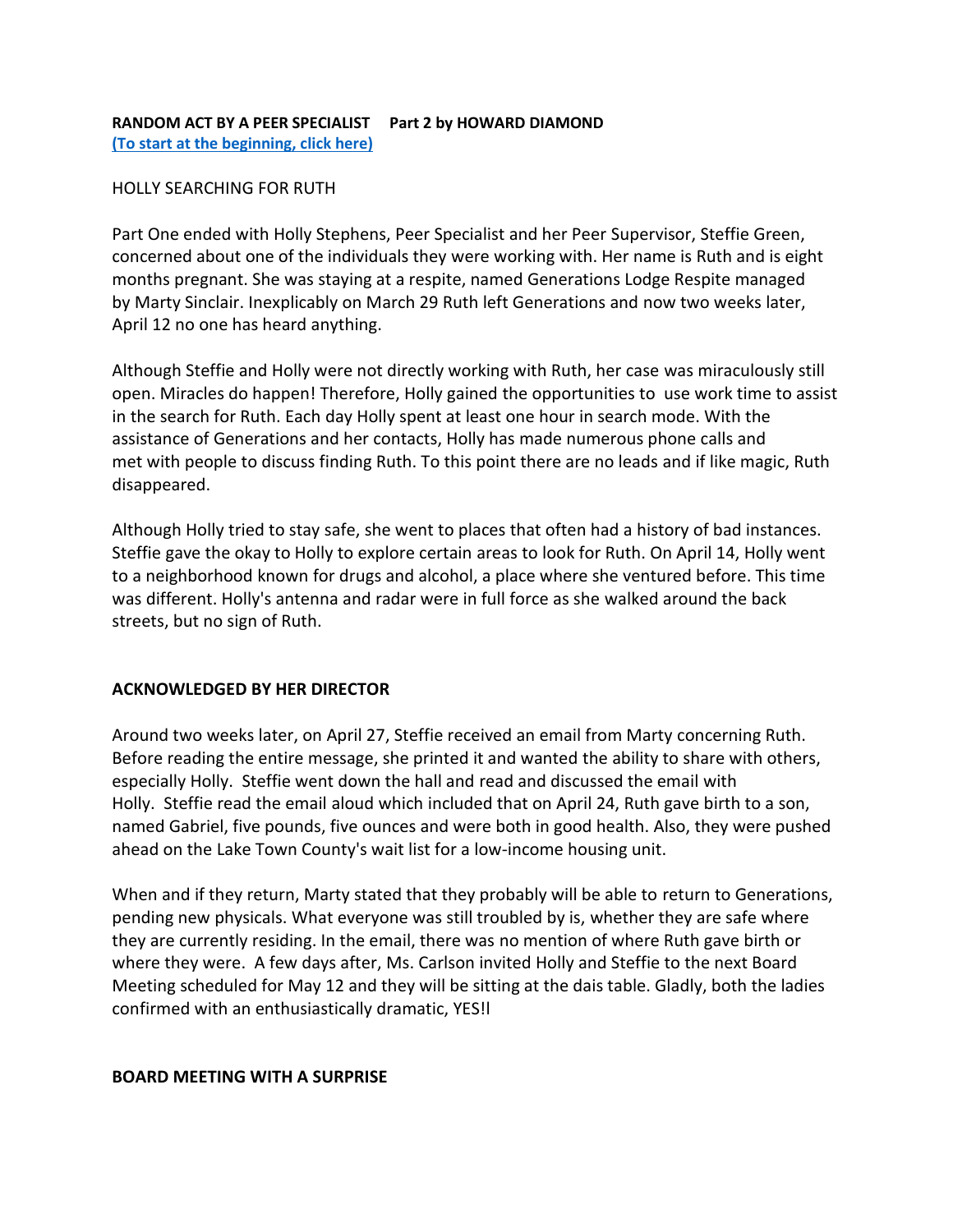**RANDOM ACT BY A PEER SPECIALIST   Part 2 by HOWARD DIAMOND**
**(To start at the beginning, click here)**

HOLLY SEARCHING FOR RUTH

Part One ended with Holly Stephens, Peer Specialist and her Peer Supervisor, Steffie Green, concerned about one of the individuals they were working with. Her name is Ruth and is eight months pregnant. She was staying at a respite, named Generations Lodge Respite managed by Marty Sinclair. Inexplicably on March 29 Ruth left Generations and now two weeks later, April 12 no one has heard anything.

Although Steffie and Holly were not directly working with Ruth, her case was miraculously still open. Miracles do happen! Therefore, Holly gained the opportunities to use work time to assist in the search for Ruth. Each day Holly spent at least one hour in search mode. With the assistance of Generations and her contacts, Holly has made numerous phone calls and met with people to discuss finding Ruth. To this point there are no leads and if like magic, Ruth disappeared.

Although Holly tried to stay safe, she went to places that often had a history of bad instances. Steffie gave the okay to Holly to explore certain areas to look for Ruth. On April 14, Holly went to a neighborhood known for drugs and alcohol, a place where she ventured before. This time was different. Holly's antenna and radar were in full force as she walked around the back streets, but no sign of Ruth.

**ACKNOWLEDGED BY HER DIRECTOR**

Around two weeks later, on April 27, Steffie received an email from Marty concerning Ruth. Before reading the entire message, she printed it and wanted the ability to share with others, especially Holly. Steffie went down the hall and read and discussed the email with Holly. Steffie read the email aloud which included that on April 24, Ruth gave birth to a son, named Gabriel, five pounds, five ounces and were both in good health. Also, they were pushed ahead on the Lake Town County's wait list for a low-income housing unit.

When and if they return, Marty stated that they probably will be able to return to Generations, pending new physicals. What everyone was still troubled by is, whether they are safe where they are currently residing. In the email, there was no mention of where Ruth gave birth or where they were. A few days after, Ms. Carlson invited Holly and Steffie to the next Board Meeting scheduled for May 12 and they will be sitting at the dais table. Gladly, both the ladies confirmed with an enthusiastically dramatic, YES!l

**BOARD MEETING WITH A SURPRISE**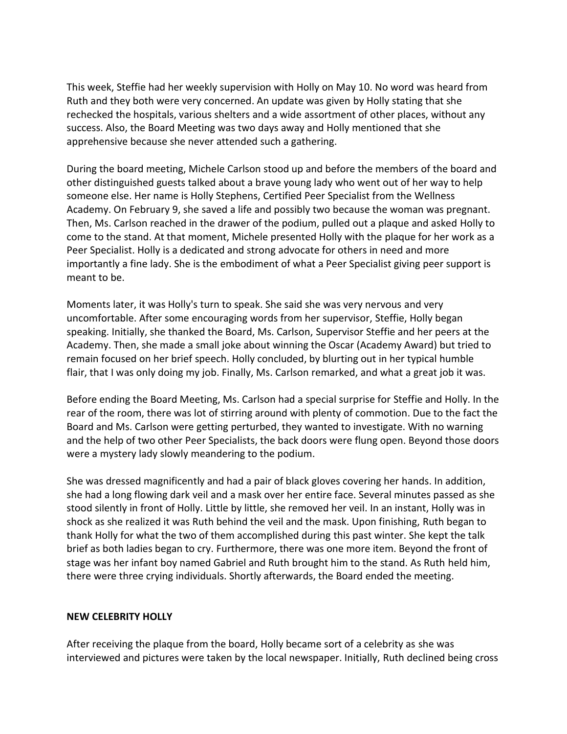This week, Steffie had her weekly supervision with Holly on May 10. No word was heard from Ruth and they both were very concerned. An update was given by Holly stating that she rechecked the hospitals, various shelters and a wide assortment of other places, without any success. Also, the Board Meeting was two days away and Holly mentioned that she apprehensive because she never attended such a gathering.

During the board meeting, Michele Carlson stood up and before the members of the board and other distinguished guests talked about a brave young lady who went out of her way to help someone else. Her name is Holly Stephens, Certified Peer Specialist from the Wellness Academy. On February 9, she saved a life and possibly two because the woman was pregnant. Then, Ms. Carlson reached in the drawer of the podium, pulled out a plaque and asked Holly to come to the stand. At that moment, Michele presented Holly with the plaque for her work as a Peer Specialist. Holly is a dedicated and strong advocate for others in need and more importantly a fine lady. She is the embodiment of what a Peer Specialist giving peer support is meant to be.

Moments later, it was Holly's turn to speak. She said she was very nervous and very uncomfortable. After some encouraging words from her supervisor, Steffie, Holly began speaking. Initially, she thanked the Board, Ms. Carlson, Supervisor Steffie and her peers at the Academy. Then, she made a small joke about winning the Oscar (Academy Award) but tried to remain focused on her brief speech. Holly concluded, by blurting out in her typical humble flair, that I was only doing my job. Finally, Ms. Carlson remarked, and what a great job it was.

Before ending the Board Meeting, Ms. Carlson had a special surprise for Steffie and Holly. In the rear of the room, there was lot of stirring around with plenty of commotion. Due to the fact the Board and Ms. Carlson were getting perturbed, they wanted to investigate. With no warning and the help of two other Peer Specialists, the back doors were flung open. Beyond those doors were a mystery lady slowly meandering to the podium.

She was dressed magnificently and had a pair of black gloves covering her hands. In addition, she had a long flowing dark veil and a mask over her entire face. Several minutes passed as she stood silently in front of Holly. Little by little, she removed her veil. In an instant, Holly was in shock as she realized it was Ruth behind the veil and the mask. Upon finishing, Ruth began to thank Holly for what the two of them accomplished during this past winter. She kept the talk brief as both ladies began to cry. Furthermore, there was one more item. Beyond the front of stage was her infant boy named Gabriel and Ruth brought him to the stand. As Ruth held him, there were three crying individuals. Shortly afterwards, the Board ended the meeting.

**NEW CELEBRITY HOLLY**

After receiving the plaque from the board, Holly became sort of a celebrity as she was interviewed and pictures were taken by the local newspaper. Initially, Ruth declined being cross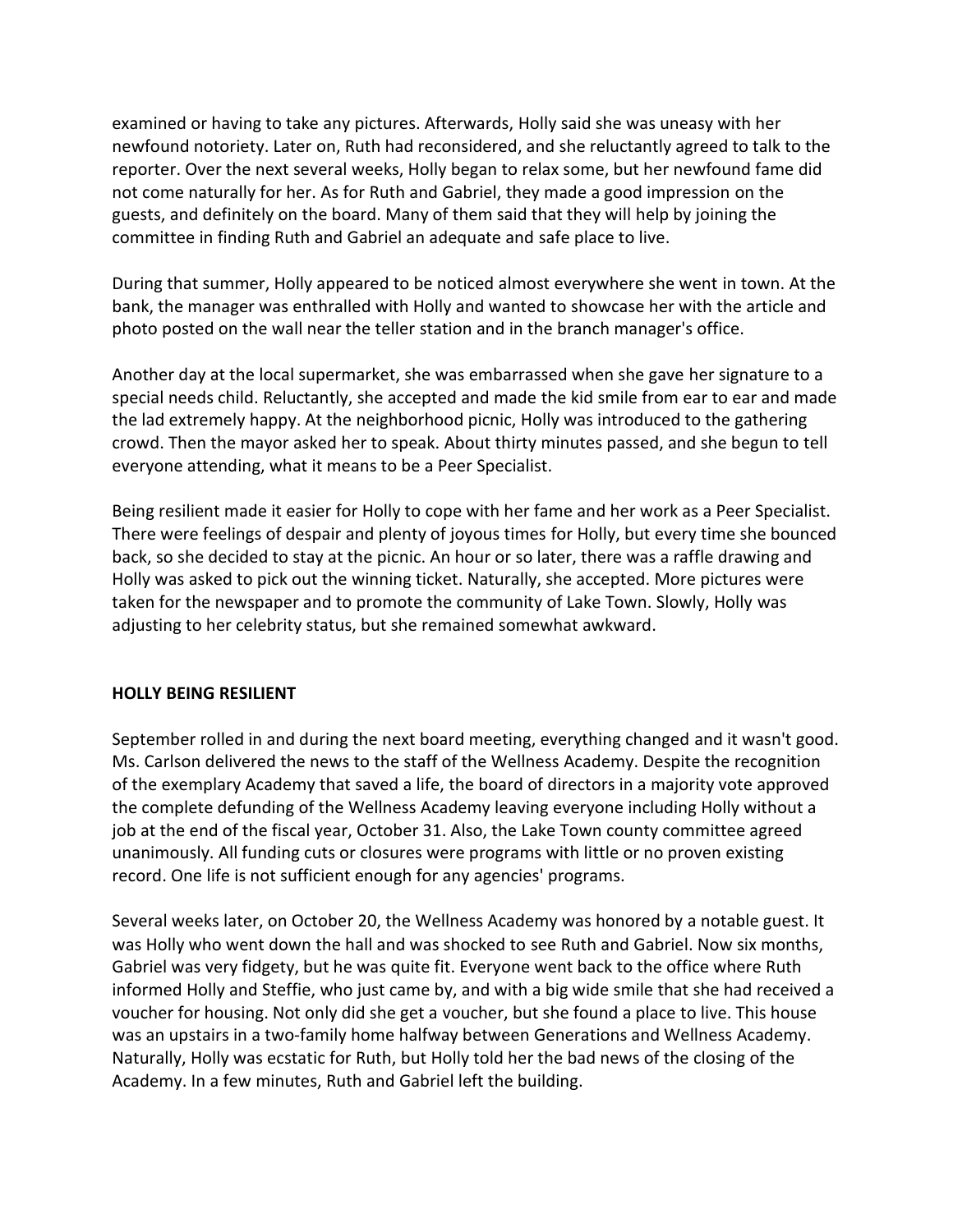examined or having to take any pictures. Afterwards, Holly said she was uneasy with her newfound notoriety. Later on, Ruth had reconsidered, and she reluctantly agreed to talk to the reporter. Over the next several weeks, Holly began to relax some, but her newfound fame did not come naturally for her. As for Ruth and Gabriel, they made a good impression on the guests, and definitely on the board. Many of them said that they will help by joining the committee in finding Ruth and Gabriel an adequate and safe place to live.

During that summer, Holly appeared to be noticed almost everywhere she went in town. At the bank, the manager was enthralled with Holly and wanted to showcase her with the article and photo posted on the wall near the teller station and in the branch manager's office.

Another day at the local supermarket, she was embarrassed when she gave her signature to a special needs child. Reluctantly, she accepted and made the kid smile from ear to ear and made the lad extremely happy. At the neighborhood picnic, Holly was introduced to the gathering crowd. Then the mayor asked her to speak. About thirty minutes passed, and she begun to tell everyone attending, what it means to be a Peer Specialist.

Being resilient made it easier for Holly to cope with her fame and her work as a Peer Specialist. There were feelings of despair and plenty of joyous times for Holly, but every time she bounced back, so she decided to stay at the picnic. An hour or so later, there was a raffle drawing and Holly was asked to pick out the winning ticket. Naturally, she accepted. More pictures were taken for the newspaper and to promote the community of Lake Town. Slowly, Holly was adjusting to her celebrity status, but she remained somewhat awkward.

**HOLLY BEING RESILIENT**

September rolled in and during the next board meeting, everything changed and it wasn't good. Ms. Carlson delivered the news to the staff of the Wellness Academy. Despite the recognition of the exemplary Academy that saved a life, the board of directors in a majority vote approved the complete defunding of the Wellness Academy leaving everyone including Holly without a job at the end of the fiscal year, October 31. Also, the Lake Town county committee agreed unanimously. All funding cuts or closures were programs with little or no proven existing record. One life is not sufficient enough for any agencies' programs.

Several weeks later, on October 20, the Wellness Academy was honored by a notable guest. It was Holly who went down the hall and was shocked to see Ruth and Gabriel. Now six months, Gabriel was very fidgety, but he was quite fit. Everyone went back to the office where Ruth informed Holly and Steffie, who just came by, and with a big wide smile that she had received a voucher for housing. Not only did she get a voucher, but she found a place to live. This house was an upstairs in a two-family home halfway between Generations and Wellness Academy. Naturally, Holly was ecstatic for Ruth, but Holly told her the bad news of the closing of the Academy. In a few minutes, Ruth and Gabriel left the building.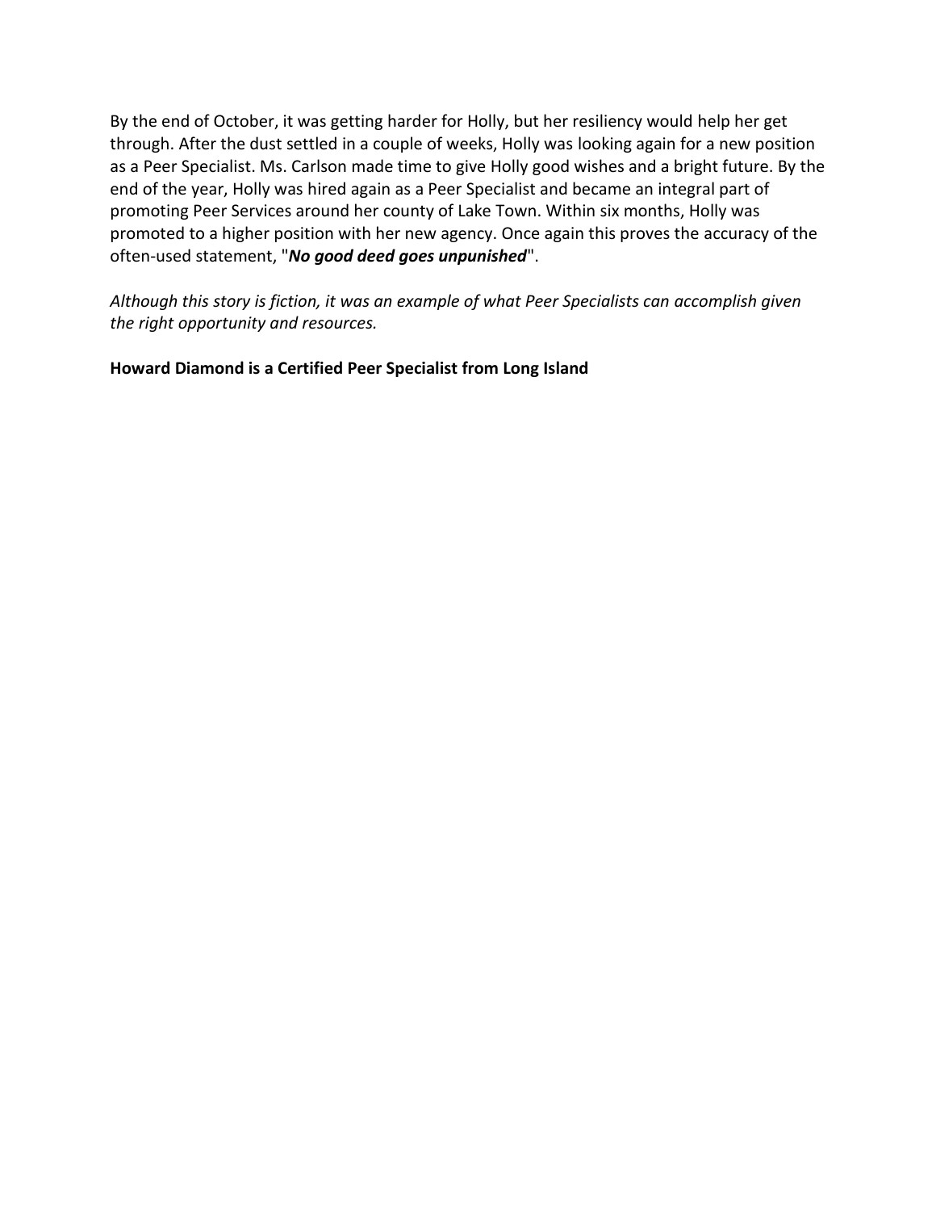By the end of October, it was getting harder for Holly, but her resiliency would help her get through. After the dust settled in a couple of weeks, Holly was looking again for a new position as a Peer Specialist. Ms. Carlson made time to give Holly good wishes and a bright future. By the end of the year, Holly was hired again as a Peer Specialist and became an integral part of promoting Peer Services around her county of Lake Town. Within six months, Holly was promoted to a higher position with her new agency. Once again this proves the accuracy of the often-used statement, "***No good deed goes unpunished***".

*Although this story is fiction, it was an example of what Peer Specialists can accomplish given the right opportunity and resources.*

**Howard Diamond is a Certified Peer Specialist from Long Island**